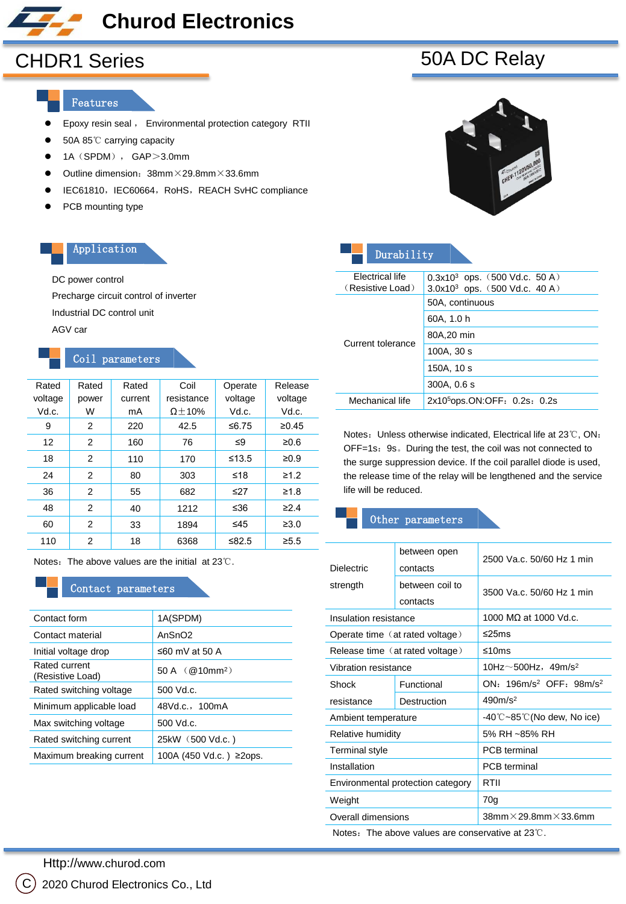# Churod Electronics

## CHDR1 Series

## 50A DC Relay

### Features

- Epoxy resin seal， Environmental protection category RTII
- 50A 85℃ carrying capacity
- 1A（SPDM）， GAP＞3.0mm
- Outline dimension：38mm×29.8mm×33.6mm
- IEC61810，IEC60664，RoHS，REACH SvHC compliance
- PCB mounting type

### Application

DC power control

Precharge circuit control of inverter

Industrial DC control unit

AGV car

### Coil parameters

| Rated voltage Vd.c. | Rated power W | Rated current mA | Coil resistance Ω±10% | Operate voltage Vd.c. | Release voltage Vd.c. |
|---|---|---|---|---|---|
| 9 | 2 | 220 | 42.5 | ≤6.75 | ≥0.45 |
| 12 | 2 | 160 | 76 | ≤9 | ≥0.6 |
| 18 | 2 | 110 | 170 | ≤13.5 | ≥0.9 |
| 24 | 2 | 80 | 303 | ≤18 | ≥1.2 |
| 36 | 2 | 55 | 682 | ≤27 | ≥1.8 |
| 48 | 2 | 40 | 1212 | ≤36 | ≥2.4 |
| 60 | 2 | 33 | 1894 | ≤45 | ≥3.0 |
| 110 | 2 | 18 | 6368 | ≤82.5 | ≥5.5 |

Notes：The above values are the initial at 23℃.

### Contact parameters

| Contact form | 1A(SPDM) |
|---|---|
| Contact material | AnSnO2 |
| Initial voltage drop | ≤60 mV at 50 A |
| Rated current (Resistive Load) | 50 A （@10mm²） |
| Rated switching voltage | 500 Vd.c. |
| Minimum applicable load | 48Vd.c.，100mA |
| Max switching voltage | 500 Vd.c. |
| Rated switching current | 25kW（500 Vd.c. ) |
| Maximum breaking current | 100A (450 Vd.c. ) ≥2ops. |

### Durability

| Electrical life（Resistive Load） | $0.3 \times 10^3$ ops.（500 Vd.c. 50 A） $3.0 \times 10^3$ ops.（500 Vd.c. 40 A） |
|---|---|
| Current tolerance | 50A, continuous |
| | 60A, 1.0 h |
| | 80A,20 min |
| | 100A, 30 s |
| | 150A, 10 s |
| | 300A, 0.6 s |
| Mechanical life | $2 \times 10^5$ops.ON:OFF：0.2s：0.2s |

Notes：Unless otherwise indicated, Electrical life at 23℃, ON：OFF=1s：9s。During the test, the coil was not connected to the surge suppression device. If the coil parallel diode is used, the release time of the relay will be lengthened and the service life will be reduced.

### Other parameters

| Dielectric strength | between open contacts | 2500 Va.c. 50/60 Hz 1 min |
|---|---|---|
| | between coil to contacts | 3500 Va.c. 50/60 Hz 1 min |
| Insulation resistance | | 1000 MΩ at 1000 Vd.c. |
| Operate time（at rated voltage） | | ≤25ms |
| Release time（at rated voltage） | | ≤10ms |
| Vibration resistance | | 10Hz～500Hz，49m/s² |
| Shock resistance | Functional | ON：196m/s² OFF：98m/s² |
| | Destruction | 490m/s² |
| Ambient temperature | | -40℃~85℃(No dew, No ice) |
| Relative humidity | | 5% RH ~85% RH |
| Terminal style | | PCB terminal |
| Installation | | PCB terminal |
| Environmental protection category | | RTII |
| Weight | | 70g |
| Overall dimensions | | 38mm×29.8mm×33.6mm |

Notes：The above values are conservative at 23℃.

Http://www.churod.com

© 2020 Churod Electronics Co., Ltd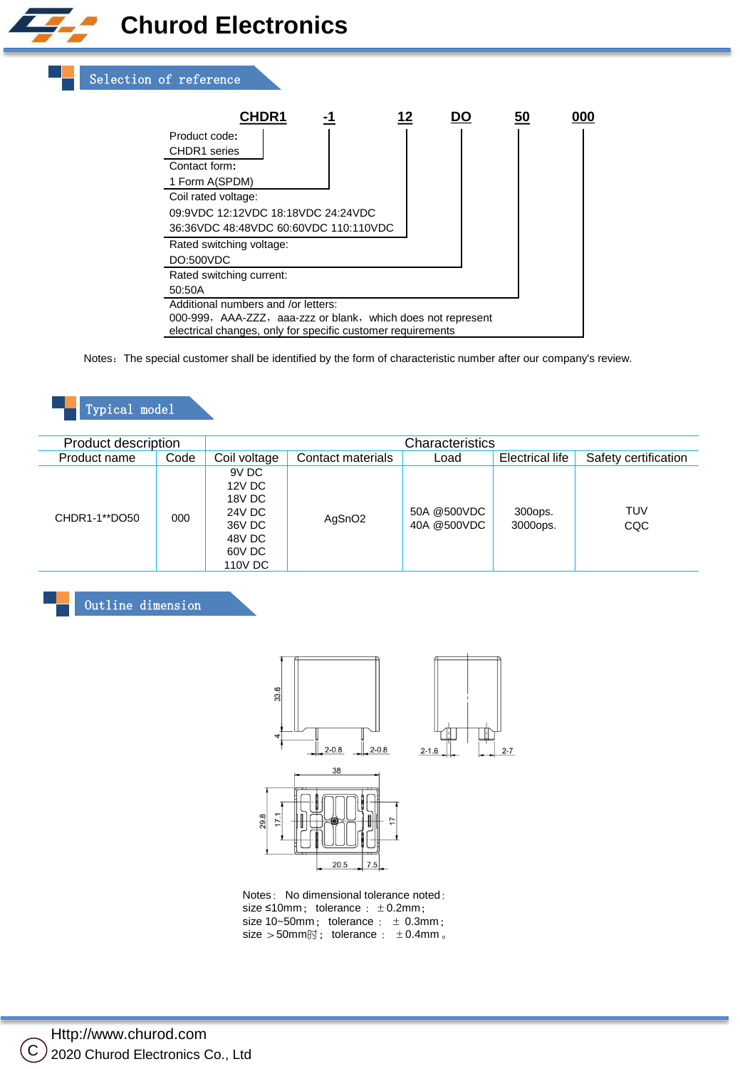## Selection of reference

**CHDR1 -1 12 DO 50 000**

- Product code: CHDR1 series
- Contact form: 1 Form A(SPDM)
- Coil rated voltage: 09:9VDC 12:12VDC 18:18VDC 24:24VDC 36:36VDC 48:48VDC 60:60VDC 110:110VDC
- Rated switching voltage: DO:500VDC
- Rated switching current: 50:50A
- Additional numbers and /or letters: 000-999，AAA-ZZZ，aaa-zzz or blank，which does not represent electrical changes, only for specific customer requirements

Notes：The special customer shall be identified by the form of characteristic number after our company's review.

## Typical model

| Product description | | Characteristics | | | | |
|---|---|---|---|---|---|---|
| Product name | Code | Coil voltage | Contact materials | Load | Electrical life | Safety certification |
| CHDR1-1**DO50 | 000 | 9V DC<br>12V DC<br>18V DC<br>24V DC<br>36V DC<br>48V DC<br>60V DC<br>110V DC | AgSnO2 | 50A @500VDC<br>40A @500VDC | 300ops.<br>3000ops. | TUV<br>CQC |

## Outline dimension

Notes： No dimensional tolerance noted：
size ≤10mm； tolerance ： ±0.2mm；
size 10~50mm； tolerance ： ± 0.3mm；
size ＞50mm时； tolerance ： ±0.4mm。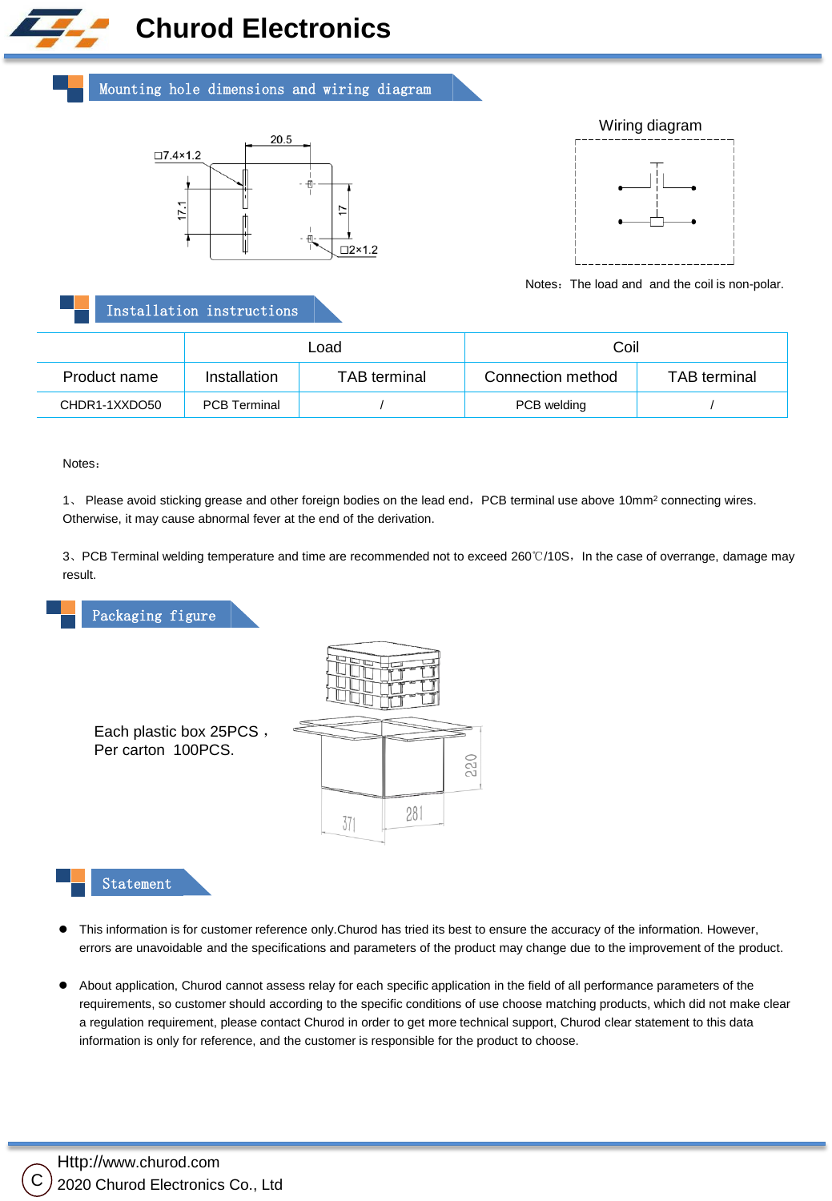## Mounting hole dimensions and wiring diagram

□7.4×1.2
20.5
17.1
17
□2×1.2

Wiring diagram

Notes：The load and  and the coil is non-polar.

## Installation instructions

| | Load | | Coil | |
|---|---|---|---|---|
| Product name | Installation | TAB terminal | Connection method | TAB terminal |
| CHDR1-1XXDO50 | PCB Terminal | / | PCB welding | / |

Notes：

1、 Please avoid sticking grease and other foreign bodies on the lead end，PCB terminal use above 10mm² connecting wires. Otherwise, it may cause abnormal fever at the end of the derivation.

3、PCB Terminal welding temperature and time are recommended not to exceed 260℃/10S，In the case of overrange, damage may result.

## Packaging figure

Each plastic box 25PCS，
Per carton 100PCS.

220
281
371

## Statement

- This information is for customer reference only.Churod has tried its best to ensure the accuracy of the information. However, errors are unavoidable and the specifications and parameters of the product may change due to the improvement of the product.
- About application, Churod cannot assess relay for each specific application in the field of all performance parameters of the requirements, so customer should according to the specific conditions of use choose matching products, which did not make clear a regulation requirement, please contact Churod in order to get more technical support, Churod clear statement to this data information is only for reference, and the customer is responsible for the product to choose.

Http://www.churod.com
2020 Churod Electronics Co., Ltd